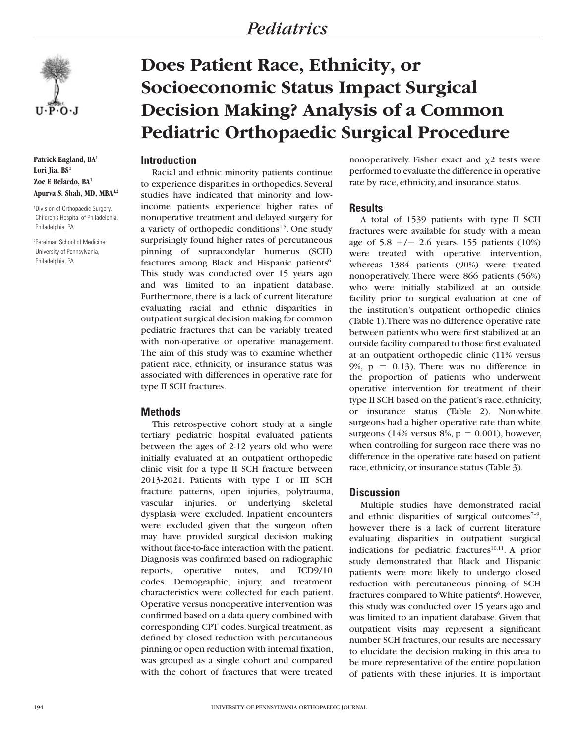# Does Patient Race, Ethnicity, or Socioeconomic Status Impact Surgical Decision Making? Analysis of a Common Pediatric Orthopaedic Surgical Procedure

**Patrick England, BA[1]**
**Lori Jia, BS[2]**
**Zoe E Belardo, BA[1]**
**Apurva S. Shah, MD, MBA[1,2]**

[1]Division of Orthopaedic Surgery, Children's Hospital of Philadelphia, Philadelphia, PA

[2]Perelman School of Medicine, University of Pennsylvania, Philadelphia, PA

## Introduction

Racial and ethnic minority patients continue to experience disparities in orthopedics. Several studies have indicated that minority and low-income patients experience higher rates of nonoperative treatment and delayed surgery for a variety of orthopedic conditions[1-5]. One study surprisingly found higher rates of percutaneous pinning of supracondylar humerus (SCH) fractures among Black and Hispanic patients[6]. This study was conducted over 15 years ago and was limited to an inpatient database. Furthermore, there is a lack of current literature evaluating racial and ethnic disparities in outpatient surgical decision making for common pediatric fractures that can be variably treated with non-operative or operative management. The aim of this study was to examine whether patient race, ethnicity, or insurance status was associated with differences in operative rate for type II SCH fractures.

## Methods

This retrospective cohort study at a single tertiary pediatric hospital evaluated patients between the ages of 2-12 years old who were initially evaluated at an outpatient orthopedic clinic visit for a type II SCH fracture between 2013-2021. Patients with type I or III SCH fracture patterns, open injuries, polytrauma, vascular injuries, or underlying skeletal dysplasia were excluded. Inpatient encounters were excluded given that the surgeon often may have provided surgical decision making without face-to-face interaction with the patient. Diagnosis was confirmed based on radiographic reports, operative notes, and ICD9/10 codes. Demographic, injury, and treatment characteristics were collected for each patient. Operative versus nonoperative intervention was confirmed based on a data query combined with corresponding CPT codes. Surgical treatment, as defined by closed reduction with percutaneous pinning or open reduction with internal fixation, was grouped as a single cohort and compared with the cohort of fractures that were treated nonoperatively. Fisher exact and $\chi 2$ tests were performed to evaluate the difference in operative rate by race, ethnicity, and insurance status.

## Results

A total of 1539 patients with type II SCH fractures were available for study with a mean age of 5.8 +/− 2.6 years. 155 patients (10%) were treated with operative intervention, whereas 1384 patients (90%) were treated nonoperatively. There were 866 patients (56%) who were initially stabilized at an outside facility prior to surgical evaluation at one of the institution's outpatient orthopedic clinics (Table 1). There was no difference operative rate between patients who were first stabilized at an outside facility compared to those first evaluated at an outpatient orthopedic clinic (11% versus 9%, $p = 0.13$). There was no difference in the proportion of patients who underwent operative intervention for treatment of their type II SCH based on the patient's race, ethnicity, or insurance status (Table 2). Non-white surgeons had a higher operative rate than white surgeons (14% versus 8%, $p = 0.001$), however, when controlling for surgeon race there was no difference in the operative rate based on patient race, ethnicity, or insurance status (Table 3).

## Discussion

Multiple studies have demonstrated racial and ethnic disparities of surgical outcomes[7–9], however there is a lack of current literature evaluating disparities in outpatient surgical indications for pediatric fractures[10,11]. A prior study demonstrated that Black and Hispanic patients were more likely to undergo closed reduction with percutaneous pinning of SCH fractures compared to White patients[6]. However, this study was conducted over 15 years ago and was limited to an inpatient database. Given that outpatient visits may represent a significant number SCH fractures, our results are necessary to elucidate the decision making in this area to be more representative of the entire population of patients with these injuries. It is important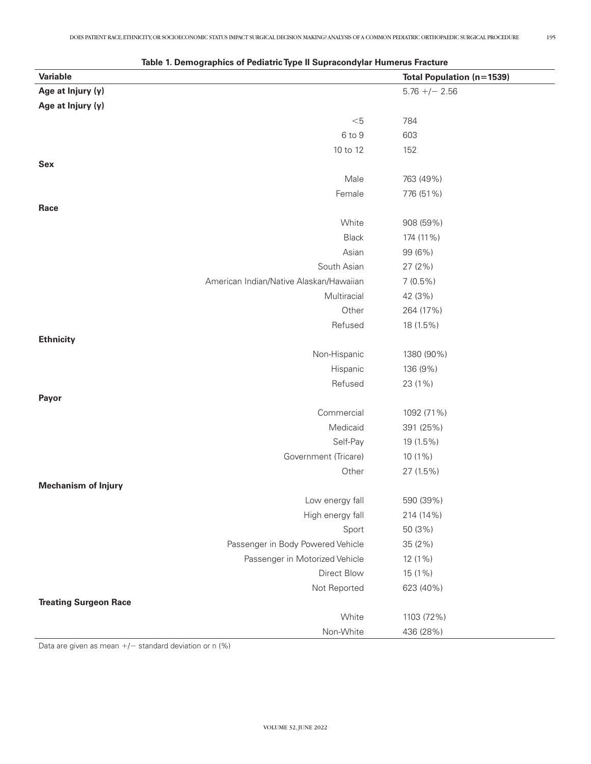**Table 1. Demographics of Pediatric Type II Supracondylar Humerus Fracture**

| Variable | | Total Population (n=1539) |
|---|---|---|
| **Age at Injury (y)** | | 5.76 +/− 2.56 |
| **Age at Injury (y)** | | |
| | <5 | 784 |
| | 6 to 9 | 603 |
| | 10 to 12 | 152 |
| **Sex** | | |
| | Male | 763 (49%) |
| | Female | 776 (51%) |
| **Race** | | |
| | White | 908 (59%) |
| | Black | 174 (11%) |
| | Asian | 99 (6%) |
| | South Asian | 27 (2%) |
| | American Indian/Native Alaskan/Hawaiian | 7 (0.5%) |
| | Multiracial | 42 (3%) |
| | Other | 264 (17%) |
| | Refused | 18 (1.5%) |
| **Ethnicity** | | |
| | Non-Hispanic | 1380 (90%) |
| | Hispanic | 136 (9%) |
| | Refused | 23 (1%) |
| **Payor** | | |
| | Commercial | 1092 (71%) |
| | Medicaid | 391 (25%) |
| | Self-Pay | 19 (1.5%) |
| | Government (Tricare) | 10 (1%) |
| | Other | 27 (1.5%) |
| **Mechanism of Injury** | | |
| | Low energy fall | 590 (39%) |
| | High energy fall | 214 (14%) |
| | Sport | 50 (3%) |
| | Passenger in Body Powered Vehicle | 35 (2%) |
| | Passenger in Motorized Vehicle | 12 (1%) |
| | Direct Blow | 15 (1%) |
| | Not Reported | 623 (40%) |
| **Treating Surgeon Race** | | |
| | White | 1103 (72%) |
| | Non-White | 436 (28%) |

Data are given as mean +/− standard deviation or n (%)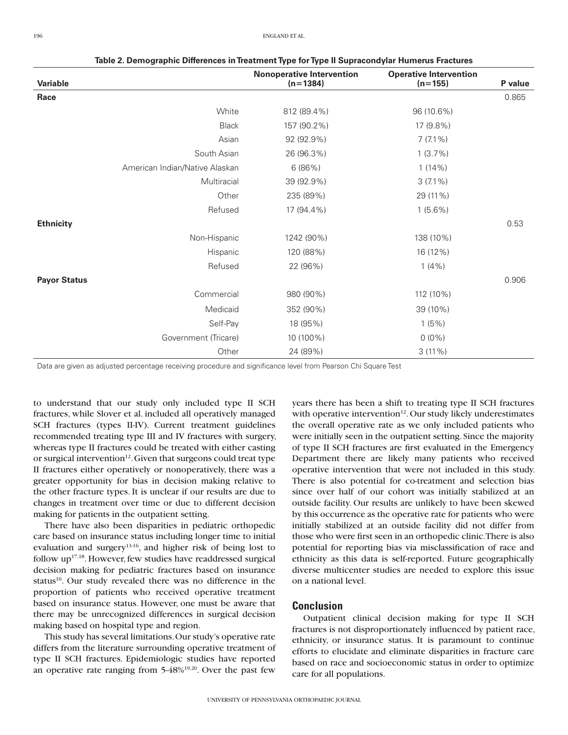**Table 2. Demographic Differences in Treatment Type for Type II Supracondylar Humerus Fractures**

| Variable | | Nonoperative Intervention (n=1384) | Operative Intervention (n=155) | P value |
|---|---|---|---|---|
| **Race** | | | | 0.865 |
| | White | 812 (89.4%) | 96 (10.6%) | |
| | Black | 157 (90.2%) | 17 (9.8%) | |
| | Asian | 92 (92.9%) | 7 (7.1%) | |
| | South Asian | 26 (96.3%) | 1 (3.7%) | |
| | American Indian/Native Alaskan | 6 (86%) | 1 (14%) | |
| | Multiracial | 39 (92.9%) | 3 (7.1%) | |
| | Other | 235 (89%) | 29 (11%) | |
| | Refused | 17 (94.4%) | 1 (5.6%) | |
| **Ethnicity** | | | | 0.53 |
| | Non-Hispanic | 1242 (90%) | 138 (10%) | |
| | Hispanic | 120 (88%) | 16 (12%) | |
| | Refused | 22 (96%) | 1 (4%) | |
| **Payor Status** | | | | 0.906 |
| | Commercial | 980 (90%) | 112 (10%) | |
| | Medicaid | 352 (90%) | 39 (10%) | |
| | Self-Pay | 18 (95%) | 1 (5%) | |
| | Government (Tricare) | 10 (100%) | 0 (0%) | |
| | Other | 24 (89%) | 3 (11%) | |

Data are given as adjusted percentage receiving procedure and significance level from Pearson Chi Square Test

to understand that our study only included type II SCH fractures, while Slover et al. included all operatively managed SCH fractures (types II-IV). Current treatment guidelines recommended treating type III and IV fractures with surgery, whereas type II fractures could be treated with either casting or surgical intervention[12]. Given that surgeons could treat type II fractures either operatively or nonoperatively, there was a greater opportunity for bias in decision making relative to the other fracture types. It is unclear if our results are due to changes in treatment over time or due to different decision making for patients in the outpatient setting.

There have also been disparities in pediatric orthopedic care based on insurance status including longer time to initial evaluation and surgery[13-16], and higher risk of being lost to follow up[17,18]. However, few studies have readdressed surgical decision making for pediatric fractures based on insurance status[10]. Our study revealed there was no difference in the proportion of patients who received operative treatment based on insurance status. However, one must be aware that there may be unrecognized differences in surgical decision making based on hospital type and region.

This study has several limitations. Our study's operative rate differs from the literature surrounding operative treatment of type II SCH fractures. Epidemiologic studies have reported an operative rate ranging from 5-48%[19,20]. Over the past few years there has been a shift to treating type II SCH fractures with operative intervention[12]. Our study likely underestimates the overall operative rate as we only included patients who were initially seen in the outpatient setting. Since the majority of type II SCH fractures are first evaluated in the Emergency Department there are likely many patients who received operative intervention that were not included in this study. There is also potential for co-treatment and selection bias since over half of our cohort was initially stabilized at an outside facility. Our results are unlikely to have been skewed by this occurrence as the operative rate for patients who were initially stabilized at an outside facility did not differ from those who were first seen in an orthopedic clinic. There is also potential for reporting bias via misclassification of race and ethnicity as this data is self-reported. Future geographically diverse multicenter studies are needed to explore this issue on a national level.

## Conclusion

Outpatient clinical decision making for type II SCH fractures is not disproportionately influenced by patient race, ethnicity, or insurance status. It is paramount to continue efforts to elucidate and eliminate disparities in fracture care based on race and socioeconomic status in order to optimize care for all populations.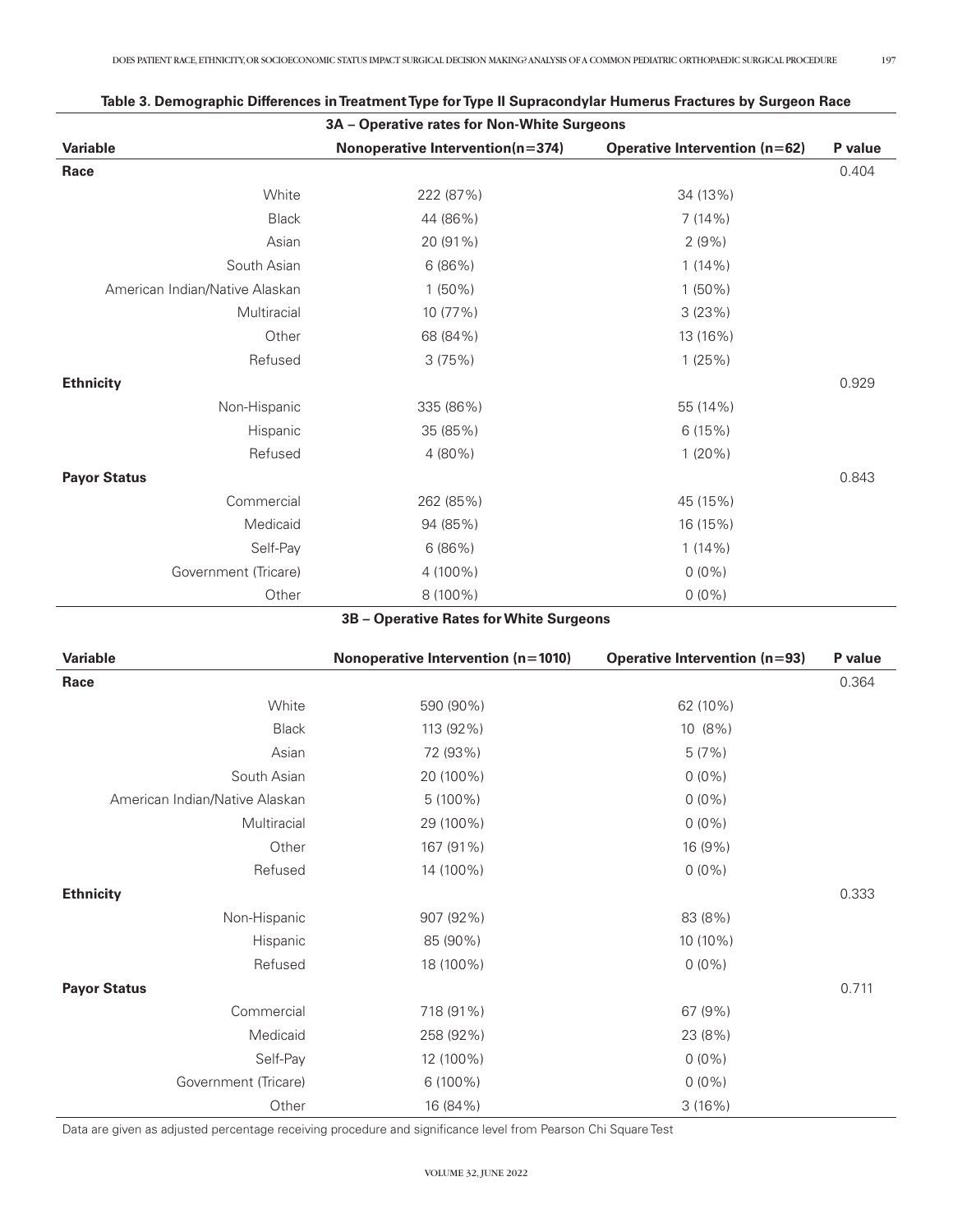**Table 3. Demographic Differences in Treatment Type for Type II Supracondylar Humerus Fractures by Surgeon Race**

**3A – Operative rates for Non-White Surgeons**

| Variable | Nonoperative Intervention(n=374) | Operative Intervention (n=62) | P value |
|---|---|---|---|
| **Race** | | | 0.404 |
| White | 222 (87%) | 34 (13%) | |
| Black | 44 (86%) | 7 (14%) | |
| Asian | 20 (91%) | 2 (9%) | |
| South Asian | 6 (86%) | 1 (14%) | |
| American Indian/Native Alaskan | 1 (50%) | 1 (50%) | |
| Multiracial | 10 (77%) | 3 (23%) | |
| Other | 68 (84%) | 13 (16%) | |
| Refused | 3 (75%) | 1 (25%) | |
| **Ethnicity** | | | 0.929 |
| Non-Hispanic | 335 (86%) | 55 (14%) | |
| Hispanic | 35 (85%) | 6 (15%) | |
| Refused | 4 (80%) | 1 (20%) | |
| **Payor Status** | | | 0.843 |
| Commercial | 262 (85%) | 45 (15%) | |
| Medicaid | 94 (85%) | 16 (15%) | |
| Self-Pay | 6 (86%) | 1 (14%) | |
| Government (Tricare) | 4 (100%) | 0 (0%) | |
| Other | 8 (100%) | 0 (0%) | |

**3B – Operative Rates for White Surgeons**

| Variable | Nonoperative Intervention (n=1010) | Operative Intervention (n=93) | P value |
|---|---|---|---|
| **Race** | | | 0.364 |
| White | 590 (90%) | 62 (10%) | |
| Black | 113 (92%) | 10 (8%) | |
| Asian | 72 (93%) | 5 (7%) | |
| South Asian | 20 (100%) | 0 (0%) | |
| American Indian/Native Alaskan | 5 (100%) | 0 (0%) | |
| Multiracial | 29 (100%) | 0 (0%) | |
| Other | 167 (91%) | 16 (9%) | |
| Refused | 14 (100%) | 0 (0%) | |
| **Ethnicity** | | | 0.333 |
| Non-Hispanic | 907 (92%) | 83 (8%) | |
| Hispanic | 85 (90%) | 10 (10%) | |
| Refused | 18 (100%) | 0 (0%) | |
| **Payor Status** | | | 0.711 |
| Commercial | 718 (91%) | 67 (9%) | |
| Medicaid | 258 (92%) | 23 (8%) | |
| Self-Pay | 12 (100%) | 0 (0%) | |
| Government (Tricare) | 6 (100%) | 0 (0%) | |
| Other | 16 (84%) | 3 (16%) | |

Data are given as adjusted percentage receiving procedure and significance level from Pearson Chi Square Test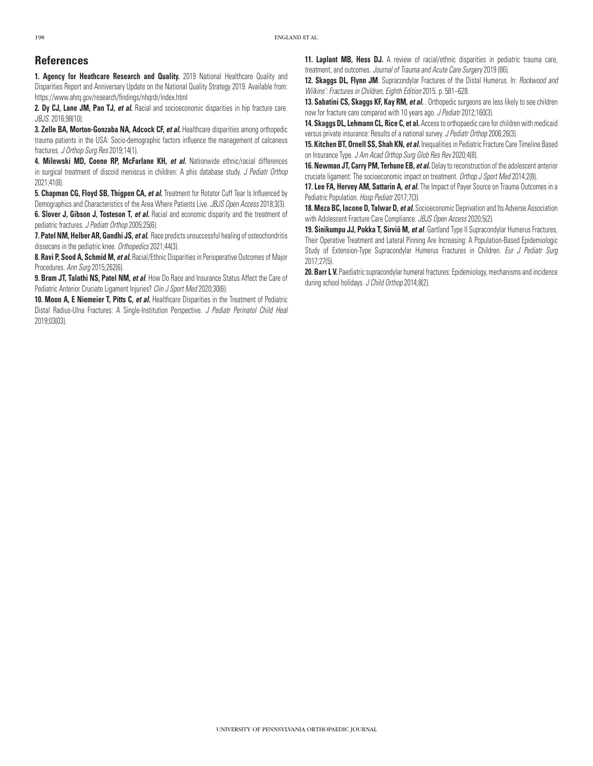## References

**1. Agency for Heathcare Research and Quality.** 2019 National Healthcare Quality and Disparities Report and Anniversary Update on the National Quality Strategy 2019. Available from: https://www.ahrq.gov/research/findings/nhqrdr/index.html

**2. Dy CJ, Lane JM, Pan TJ, *et al.*** Racial and socioeconomic disparities in hip fracture care. *JBJS*. 2016;98(10).

**3. Zelle BA, Morton-Gonzaba NA, Adcock CF, *et al.*** Healthcare disparities among orthopedic trauma patients in the USA: Socio-demographic factors influence the management of calcaneus fractures. *J Orthop Surg Res* 2019;14(1).

**4. Milewski MD, Coene RP, McFarlane KH, *et al.*** Nationwide ethnic/racial differences in surgical treatment of discoid meniscus in children: A phis database study. *J Pediatr Orthop* 2021;41(8).

**5. Chapman CG, Floyd SB, Thigpen CA, *et al.*** Treatment for Rotator Cuff Tear Is Influenced by Demographics and Characteristics of the Area Where Patients Live. *JBJS Open Access* 2018;3(3).

**6. Slover J, Gibson J, Tosteson T, *et al.*** Racial and economic disparity and the treatment of pediatric fractures. *J Pediatr Orthop* 2005;25(6).

**7. Patel NM, Helber AR, Gandhi JS, *et al.*** Race predicts unsuccessful healing of osteochondritis dissecans in the pediatric knee. *Orthopedics* 2021;44(3).

**8. Ravi P, Sood A, Schmid M, *et al.*** Racial/Ethnic Disparities in Perioperative Outcomes of Major Procedures. *Ann Surg* 2015;262(6).

**9. Bram JT, Talathi NS, Patel NM, *et al.*** How Do Race and Insurance Status Affect the Care of Pediatric Anterior Cruciate Ligament Injuries? *Clin J Sport Med* 2020;30(6).

**10. Moon A, E Niemeier T, Pitts C, *et al.*** Healthcare Disparities in the Treatment of Pediatric Distal Radius-Ulna Fractures: A Single-Institution Perspective. *J Pediatr Perinatol Child Heal* 2019;03(03).

**11. Laplant MB, Hess DJ.** A review of racial/ethnic disparities in pediatric trauma care, treatment, and outcomes. *Journal of Trauma and Acute Care Surgery* 2019 (86).

**12. Skaggs DL, Flynn JM**. Supracondylar Fractures of the Distal Humerus. In: *Rockwood and Wilkins': Fractures in Children, Eighth Edition* 2015. p. 581–628.

**13. Sabatini CS, Skaggs KF, Kay RM, *et al.*** . Orthopedic surgeons are less likely to see children now for fracture care compared with 10 years ago. *J Pediatr* 2012;160(3).

**14. Skaggs DL, Lehmann CL, Rice C, et al.** Access to orthopaedic care for children with medicaid versus private insurance: Results of a national survey. *J Pediatr Orthop* 2006;26(3).

**15. Kitchen BT, Ornell SS, Shah KN, *et al.*** Inequalities in Pediatric Fracture Care Timeline Based on Insurance Type. *J Am Acad Orthop Surg Glob Res Rev* 2020;4(8).

**16. Newman JT, Carry PM, Terhune EB, *et al.*** Delay to reconstruction of the adolescent anterior cruciate ligament: The socioeconomic impact on treatment. *Orthop J Sport Med* 2014;2(8).

**17. Lee FA, Hervey AM, Sattarin A, *et al.*** The Impact of Payer Source on Trauma Outcomes in a Pediatric Population. *Hosp Pediatr* 2017;7(3).

**18. Meza BC, Iacone D, Talwar D, *et al.*** Socioeconomic Deprivation and Its Adverse Association with Adolescent Fracture Care Compliance. *JBJS Open Access* 2020;5(2).

**19. Sinikumpu JJ, Pokka T, Sirviö M, *et al*.** Gartland Type II Supracondylar Humerus Fractures, Their Operative Treatment and Lateral Pinning Are Increasing: A Population-Based Epidemiologic Study of Extension-Type Supracondylar Humerus Fractures in Children. *Eur J Pediatr Surg* 2017;27(5).

**20. Barr L V.** Paediatric supracondylar humeral fractures: Epidemiology, mechanisms and incidence during school holidays. *J Child Orthop* 2014;8(2).